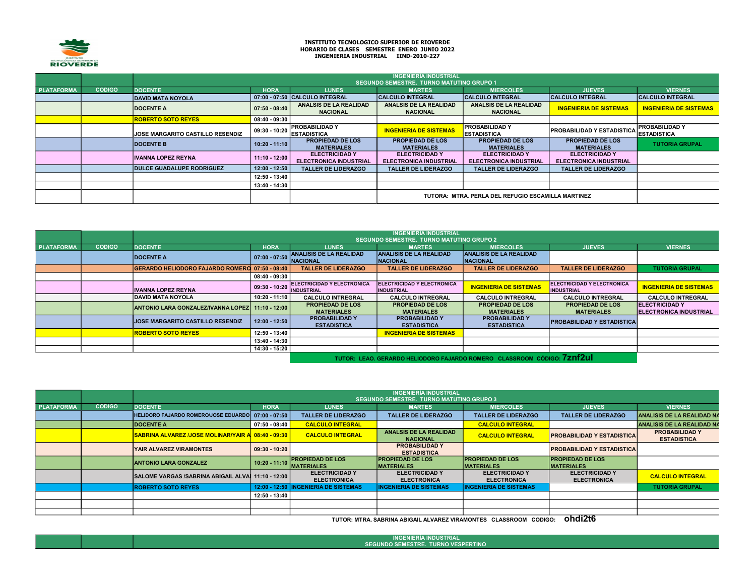INSTITUTO TECNOLOGICO SUPERIOR DE RIOVERDE
HORARIO DE CLASES SEMESTRE ENERO JUNIO 2022
INGENIERÍA INDUSTRIAL IIND-2010-227

| PLATAFORMA | CODIGO | INGENIERIA INDUSTRIAL SEGUNDO SEMESTRE. TURNO MATUTINO GRUPO 1 | | | | | | |
|---|---|---|---|---|---|---|---|---|
| | | DOCENTE | HORA | LUNES | MARTES | MIERCOLES | JUEVES | VIERNES |
| | | DAVID MATA NOYOLA | 07:00 - 07:50 | CALCULO INTEGRAL | CALCULO INTEGRAL | CALCULO INTEGRAL | CALCULO INTEGRAL | CALCULO INTEGRAL |
| | | DOCENTE A | 07:50 - 08:40 | ANALSIS DE LA REALIDAD NACIONAL | ANALSIS DE LA REALIDAD NACIONAL | ANALSIS DE LA REALIDAD NACIONAL | INGENIERIA DE SISTEMAS | INGENIERIA DE SISTEMAS |
| | | ROBERTO SOTO REYES | 08:40 - 09:30 | | | | | |
| | | JOSE MARGARITO CASTILLO RESENDIZ | 09:30 - 10:20 | PROBABILIDAD Y ESTADISTICA | INGENIERIA DE SISTEMAS | PROBABILIDAD Y ESTADISTICA | PROBABILIDAD Y ESTADISTICA | PROBABILIDAD Y ESTADISTICA |
| | | DOCENTE B | 10:20 - 11:10 | PROPIEDAD DE LOS MATERIALES | PROPIEDAD DE LOS MATERIALES | PROPIEDAD DE LOS MATERIALES | PROPIEDAD DE LOS MATERIALES | TUTORIA GRUPAL |
| | | IVANNA LOPEZ REYNA | 11:10 - 12:00 | ELECTRICIDAD Y ELECTRONICA INDUSTRIAL | ELECTRICIDAD Y ELECTRONICA INDUSTRIAL | ELECTRICIDAD Y ELECTRONICA INDUSTRIAL | ELECTRICIDAD Y ELECTRONICA INDUSTRIAL | |
| | | DULCE GUADALUPE RODRIGUEZ | 12:00 - 12:50 | TALLER DE LIDERAZGO | TALLER DE LIDERAZGO | TALLER DE LIDERAZGO | TALLER DE LIDERAZGO | |
| | | | 12:50 - 13:40 | | | | | |
| | | | 13:40 - 14:30 | | | | | |
| | | | | | TUTORA: MTRA. PERLA DEL REFUGIO ESCAMILLA MARTINEZ | | | |

| PLATAFORMA | CODIGO | INGENIERIA INDUSTRIAL SEGUNDO SEMESTRE. TURNO MATUTINO GRUPO 2 | | | | | | |
|---|---|---|---|---|---|---|---|---|
| | | DOCENTE | HORA | LUNES | MARTES | MIERCOLES | JUEVES | VIERNES |
| | | DOCENTE A | 07:00 - 07:50 | ANALISIS DE LA REALIDAD NACIONAL | ANALISIS DE LA REALIDAD NACIONAL | ANALISIS DE LA REALIDAD NACIONAL | | |
| | | GERARDO HELIODORO FAJARDO ROMERO | 07:50 - 08:40 | TALLER DE LIDERAZGO | TALLER DE LIDERAZGO | TALLER DE LIDERAZGO | TALLER DE LIDERAZGO | TUTORIA GRUPAL |
| | | | 08:40 - 09:30 | | | | | |
| | | IVANNA LOPEZ REYNA | 09:30 - 10:20 | ELECTRICIDAD Y ELECTRONICA INDUSTRIAL | ELECTRICIDAD Y ELECTRONICA INDUSTRIAL | INGENIERIA DE SISTEMAS | ELECTRICIDAD Y ELECTRONICA INDUSTRIAL | INGENIERIA DE SISTEMAS |
| | | DAVID MATA NOYOLA | 10:20 - 11:10 | CALCULO INTREGRAL | CALCULO INTREGRAL | CALCULO INTREGRAL | CALCULO INTREGRAL | CALCULO INTREGRAL |
| | | ANTONIO LARA GONZALEZ/IVANNA LOPEZ | 11:10 - 12:00 | PROPIEDAD DE LOS MATERIALES | PROPIEDAD DE LOS MATERIALES | PROPIEDAD DE LOS MATERIALES | PROPIEDAD DE LOS MATERIALES | ELECTRICIDAD Y ELECTRONICA INDUSTRIAL |
| | | JOSE MARGARITO CASTILLO RESENDIZ | 12:00 - 12:50 | PROBABILIDAD Y ESTADISTICA | PROBABILIDAD Y ESTADISTICA | PROBABILIDAD Y ESTADISTICA | PROBABILIDAD Y ESTADISTICA | |
| | | ROBERTO SOTO REYES | 12:50 - 13:40 | | INGENIERIA DE SISTEMAS | | | |
| | | | 13:40 - 14:30 | | | | | |
| | | | 14:30 - 15:20 | | | | | |
| | | | | TUTOR: LEAO. GERARDO HELIODORO FAJARDO ROMERO CLASSROOM CÓDIGO: **7znf2ul** | | | | |

| PLATAFORMA | CODIGO | INGENIERIA INDUSTRIAL SEGUNDO SEMESTRE. TURNO MATUTINO GRUPO 3 | | | | | | |
|---|---|---|---|---|---|---|---|---|
| | | DOCENTE | HORA | LUNES | MARTES | MIERCOLES | JUEVES | VIERNES |
| | | HELIDORO FAJARDO ROMERO/JOSE EDUARDO | 07:00 - 07:50 | TALLER DE LIDERAZGO | TALLER DE LIDERAZGO | TALLER DE LIDERAZGO | TALLER DE LIDERAZGO | ANALISIS DE LA REALIDAD NA |
| | | DOCENTE A | 07:50 - 08:40 | CALCULO INTEGRAL | | CALCULO INTEGRAL | | ANALISIS DE LA REALIDAD NA |
| | | SABRINA ALVAREZ /JOSE MOLINAR/YAIR A | 08:40 - 09:30 | CALCULO INTEGRAL | ANALSIS DE LA REALIDAD NACIONAL | CALCULO INTEGRAL | PROBABILIDAD Y ESTADISTICA | PROBABILIDAD Y ESTADISTICA |
| | | YAIR ALVAREZ VIRAMONTES | 09:30 - 10:20 | | PROBABILIDAD Y ESTADISTICA | | PROBABILIDAD Y ESTADISTICA | |
| | | ANTONIO LARA GONZALEZ | 10:20 - 11:10 | PROPIEDAD DE LOS MATERIALES | PROPIEDAD DE LOS MATERIALES | PROPIEDAD DE LOS MATERIALES | PROPIEDAD DE LOS MATERIALES | |
| | | SALOME VARGAS /SABRINA ABIGAIL ALVA | 11:10 - 12:00 | ELECTRICIDAD Y ELECTRONICA | ELECTRICIDAD Y ELECTRONICA | ELECTRICIDAD Y ELECTRONICA | ELECTRICIDAD Y ELECTRONICA | CALCULO INTEGRAL |
| | | ROBERTO SOTO REYES | 12:00 - 12:50 | INGENIERIA DE SISTEMAS | INGENIERIA DE SISTEMAS | INGENIERIA DE SISTEMAS | | TUTORIA GRUPAL |
| | | | 12:50 - 13:40 | | | | | |
| | | | | | | | | |
| | | | | | | | | |

TUTOR: MTRA. SABRINA ABIGAIL ALVAREZ VIRAMONTES CLASSROOM CODIGO: **ohdi2t6**

| | | INGENIERÍA INDUSTRIAL SEGUNDO SEMESTRE. TURNO VESPERTINO |
|---|---|---|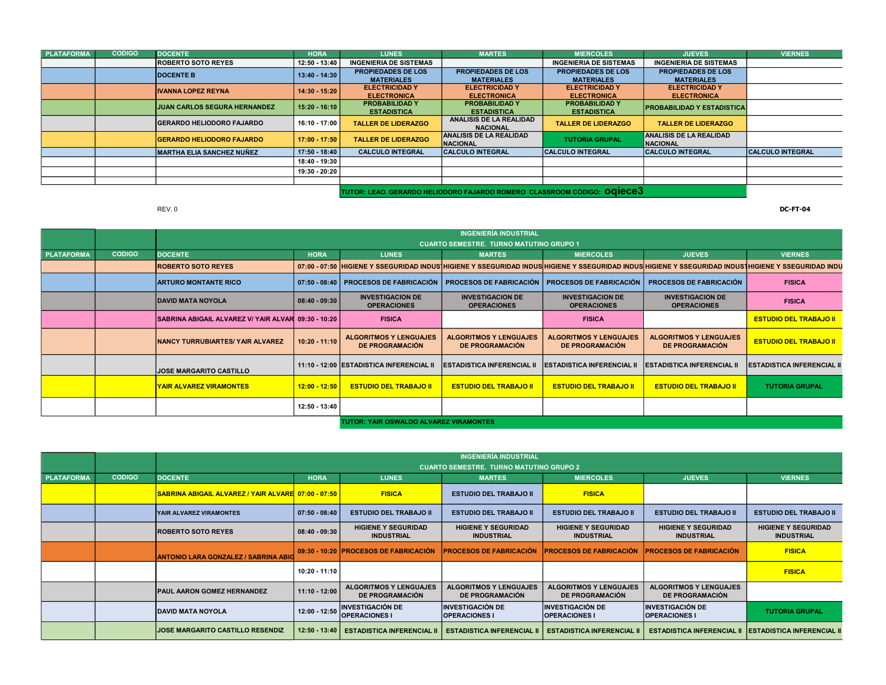| PLATAFORMA | CODIGO | DOCENTE | HORA | LUNES | MARTES | MIERCOLES | JUEVES | VIERNES |
|---|---|---|---|---|---|---|---|---|
| | | ROBERTO SOTO REYES | 12:50 - 13:40 | INGENIERIA DE SISTEMAS | | INGENIERIA DE SISTEMAS | INGENIERIA DE SISTEMAS | |
| | | DOCENTE B | 13:40 - 14:30 | PROPIEDADES DE LOS MATERIALES | PROPIEDADES DE LOS MATERIALES | PROPIEDADES DE LOS MATERIALES | PROPIEDADES DE LOS MATERIALES | |
| | | IVANNA LOPEZ REYNA | 14:30 - 15:20 | ELECTRICIDAD Y ELECTRONICA | ELECTRICIDAD Y ELECTRONICA | ELECTRICIDAD Y ELECTRONICA | ELECTRICIDAD Y ELECTRONICA | |
| | | JUAN CARLOS SEGURA HERNANDEZ | 15:20 - 16:10 | PROBABILIDAD Y ESTADISTICA | PROBABILIDAD Y ESTADISTICA | PROBABILIDAD Y ESTADISTICA | PROBABILIDAD Y ESTADISTICA | |
| | | GERARDO HELIODORO FAJARDO | 16:10 - 17:00 | TALLER DE LIDERAZGO | ANALISIS DE LA REALIDAD NACIONAL | TALLER DE LIDERAZGO | TALLER DE LIDERAZGO | |
| | | GERARDO HELIODORO FAJARDO | 17:00 - 17:50 | TALLER DE LIDERAZGO | ANALISIS DE LA REALIDAD NACIONAL | TUTORIA GRUPAL | ANALISIS DE LA REALIDAD NACIONAL | |
| | | MARTHA ELIA SANCHEZ NUÑEZ | 17:50 - 18:40 | CALCULO INTEGRAL | CALCULO INTEGRAL | CALCULO INTEGRAL | CALCULO INTEGRAL | CALCULO INTEGRAL |
| | | | 18:40 - 19:30 | | | | | |
| | | | 19:30 - 20:20 | | | | | |
| | | | | | | | | |

TUTOR: LEAO. GERARDO HELIODORO FAJARDO ROMERO CLASSROOM CÓDIGO: **oqiece3**

REV. 0

DC-FT-04

**INGENIERÍA INDUSTRIAL**
**CUARTO SEMESTRE. TURNO MATUTINO GRUPO 1**

| PLATAFORMA | CODIGO | DOCENTE | HORA | LUNES | MARTES | MIERCOLES | JUEVES | VIERNES |
|---|---|---|---|---|---|---|---|---|
| | | ROBERTO SOTO REYES | 07:00 - 07:50 | HIGIENE Y SSEGURIDAD INDUS | HIGIENE Y SSEGURIDAD INDUS | HIGIENE Y SSEGURIDAD INDUS | HIGIENE Y SSEGURIDAD INDUST | HIGIENE Y SSEGURIDAD INDU |
| | | ARTURO MONTANTE RICO | 07:50 - 08:40 | PROCESOS DE FABRICACIÓN | PROCESOS DE FABRICACIÓN | PROCESOS DE FABRICACIÓN | PROCESOS DE FABRICACIÓN | FISICA |
| | | DAVID MATA NOYOLA | 08:40 - 09:30 | INVESTIGACION DE OPERACIONES | INVESTIGACION DE OPERACIONES | INVESTIGACION DE OPERACIONES | INVESTIGACION DE OPERACIONES | FISICA |
| | | SABRINA ABIGAIL ALVAREZ V/ YAIR ALVAR | 09:30 - 10:20 | FISICA | | FISICA | | ESTUDIO DEL TRABAJO II |
| | | NANCY TURRUBIARTES/ YAIR ALVAREZ | 10:20 - 11:10 | ALGORITMOS Y LENGUAJES DE PROGRAMACIÓN | ALGORITMOS Y LENGUAJES DE PROGRAMACIÓN | ALGORITMOS Y LENGUAJES DE PROGRAMACIÓN | ALGORITMOS Y LENGUAJES DE PROGRAMACIÓN | ESTUDIO DEL TRABAJO II |
| | | JOSE MARGARITO CASTILLO | 11:10 - 12:00 | ESTADISTICA INFERENCIAL II | ESTADISTICA INFERENCIAL II | ESTADISTICA INFERENCIAL II | ESTADISTICA INFERENCIAL II | ESTADISTICA INFERENCIAL II |
| | | YAIR ALVAREZ VIRAMONTES | 12:00 - 12:50 | ESTUDIO DEL TRABAJO II | ESTUDIO DEL TRABAJO II | ESTUDIO DEL TRABAJO II | ESTUDIO DEL TRABAJO II | TUTORIA GRUPAL |
| | | | 12:50 - 13:40 | | | | | |

TUTOR: YAIR OSWALDO ALVAREZ VIRAMONTES

**INGENIERÍA INDUSTRIAL**
**CUARTO SEMESTRE. TURNO MATUTINO GRUPO 2**

| PLATAFORMA | CODIGO | DOCENTE | HORA | LUNES | MARTES | MIERCOLES | JUEVES | VIERNES |
|---|---|---|---|---|---|---|---|---|
| | | SABRINA ABIGAIL ALVAREZ / YAIR ALVARE | 07:00 - 07:50 | FISICA | ESTUDIO DEL TRABAJO II | FISICA | | |
| | | YAIR ALVAREZ VIRAMONTES | 07:50 - 08:40 | ESTUDIO DEL TRABAJO II | ESTUDIO DEL TRABAJO II | ESTUDIO DEL TRABAJO II | ESTUDIO DEL TRABAJO II | ESTUDIO DEL TRABAJO II |
| | | ROBERTO SOTO REYES | 08:40 - 09:30 | HIGIENE Y SEGURIDAD INDUSTRIAL | HIGIENE Y SEGURIDAD INDUSTRIAL | HIGIENE Y SEGURIDAD INDUSTRIAL | HIGIENE Y SEGURIDAD INDUSTRIAL | HIGIENE Y SEGURIDAD INDUSTRIAL |
| | | ANTONIO LARA GONZALEZ / SABRINA ABIG | 09:30 - 10:20 | PROCESOS DE FABRICACIÓN | PROCESOS DE FABRICACIÓN | PROCESOS DE FABRICACIÓN | PROCESOS DE FABRICACIÓN | FISICA |
| | | | 10:20 - 11:10 | | | | | FISICA |
| | | PAUL AARON GOMEZ HERNANDEZ | 11:10 - 12:00 | ALGORITMOS Y LENGUAJES DE PROGRAMACIÓN | ALGORITMOS Y LENGUAJES DE PROGRAMACIÓN | ALGORITMOS Y LENGUAJES DE PROGRAMACIÓN | ALGORITMOS Y LENGUAJES DE PROGRAMACIÓN | |
| | | DAVID MATA NOYOLA | 12:00 - 12:50 | INVESTIGACIÓN DE OPERACIONES I | INVESTIGACIÓN DE OPERACIONES I | INVESTIGACIÓN DE OPERACIONES I | INVESTIGACIÓN DE OPERACIONES I | TUTORIA GRUPAL |
| | | JOSE MARGARITO CASTILLO RESENDIZ | 12:50 - 13:40 | ESTADISTICA INFERENCIAL II | ESTADISTICA INFERENCIAL II | ESTADISTICA INFERENCIAL II | ESTADISTICA INFERENCIAL II | ESTADISTICA INFERENCIAL II |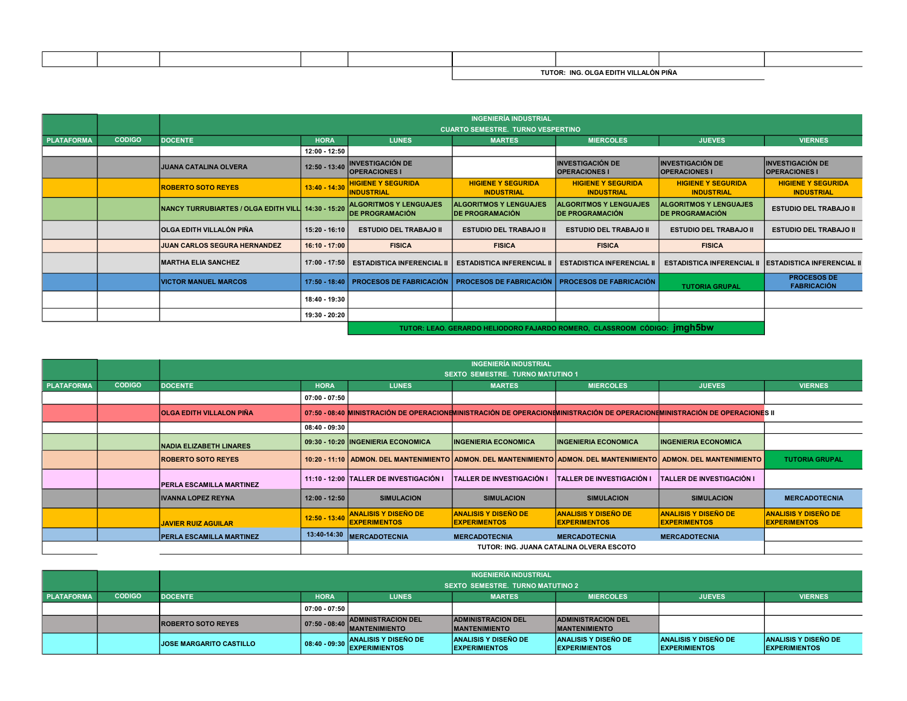| | | | | | | | | |
|---|---|---|---|---|---|---|---|---|
| | | | | | | | | |
| | | | | | TUTOR: ING. OLGA EDITH VILLALÓN PIÑA | | | |

| | | INGENIERÍA INDUSTRIAL CUARTO SEMESTRE. TURNO VESPERTINO | | | | | | |
|---|---|---|---|---|---|---|---|---|
| PLATAFORMA | CODIGO | DOCENTE | HORA | LUNES | MARTES | MIERCOLES | JUEVES | VIERNES |
| | | | 12:00 - 12:50 | | | | | |
| | | JUANA CATALINA OLVERA | 12:50 - 13:40 | INVESTIGACIÓN DE OPERACIONES I | | INVESTIGACIÓN DE OPERACIONES I | INVESTIGACIÓN DE OPERACIONES I | INVESTIGACIÓN DE OPERACIONES I |
| | | ROBERTO SOTO REYES | 13:40 - 14:30 | HIGIENE Y SEGURIDA INDUSTRIAL | HIGIENE Y SEGURIDA INDUSTRIAL | HIGIENE Y SEGURIDA INDUSTRIAL | HIGIENE Y SEGURIDA INDUSTRIAL | HIGIENE Y SEGURIDA INDUSTRIAL |
| | | NANCY TURRUBIARTES / OLGA EDITH VILL | 14:30 - 15:20 | ALGORITMOS Y LENGUAJES DE PROGRAMACIÓN | ALGORITMOS Y LENGUAJES DE PROGRAMACIÓN | ALGORITMOS Y LENGUAJES DE PROGRAMACIÓN | ALGORITMOS Y LENGUAJES DE PROGRAMACIÓN | ESTUDIO DEL TRABAJO II |
| | | OLGA EDITH VILLALÓN PIÑA | 15:20 - 16:10 | ESTUDIO DEL TRABAJO II | ESTUDIO DEL TRABAJO II | ESTUDIO DEL TRABAJO II | ESTUDIO DEL TRABAJO II | ESTUDIO DEL TRABAJO II |
| | | JUAN CARLOS SEGURA HERNANDEZ | 16:10 - 17:00 | FISICA | FISICA | FISICA | FISICA | |
| | | MARTHA ELIA SANCHEZ | 17:00 - 17:50 | ESTADISTICA INFERENCIAL II | ESTADISTICA INFERENCIAL II | ESTADISTICA INFERENCIAL II | ESTADISTICA INFERENCIAL II | ESTADISTICA INFERENCIAL II |
| | | VICTOR MANUEL MARCOS | 17:50 - 18:40 | PROCESOS DE FABRICACIÓN | PROCESOS DE FABRICACIÓN | PROCESOS DE FABRICACIÓN | TUTORIA GRUPAL | PROCESOS DE FABRICACIÓN |
| | | | 18:40 - 19:30 | | | | | |
| | | | 19:30 - 20:20 | | | | | |
| | | | | TUTOR: LEAO. GERARDO HELIODORO FAJARDO ROMERO, CLASSROOM CÓDIGO: **jmgh5bw** | | | | |

| | | INGENIERÍA INDUSTRIAL SEXTO SEMESTRE. TURNO MATUTINO 1 | | | | | | |
|---|---|---|---|---|---|---|---|---|
| PLATAFORMA | CODIGO | DOCENTE | HORA | LUNES | MARTES | MIERCOLES | JUEVES | VIERNES |
| | | | 07:00 - 07:50 | | | | | |
| | | OLGA EDITH VILLALON PIÑA | 07:50 - 08:40 | MINISTRACIÓN DE OPERACIONE | MINISTRACIÓN DE OPERACIONE | MINISTRACIÓN DE OPERACIONE | MINISTRACIÓN DE OPERACIONES II | |
| | | | 08:40 - 09:30 | | | | | |
| | | NADIA ELIZABETH LINARES | 09:30 - 10:20 | INGENIERIA ECONOMICA | INGENIERIA ECONOMICA | INGENIERIA ECONOMICA | INGENIERIA ECONOMICA | |
| | | ROBERTO SOTO REYES | 10:20 - 11:10 | ADMON. DEL MANTENIMIENTO | ADMON. DEL MANTENIMIENTO | ADMON. DEL MANTENIMIENTO | ADMON. DEL MANTENIMIENTO | TUTORIA GRUPAL |
| | | PERLA ESCAMILLA MARTINEZ | 11:10 - 12:00 | TALLER DE INVESTIGACIÓN I | TALLER DE INVESTIGACIÓN I | TALLER DE INVESTIGACIÓN I | TALLER DE INVESTIGACIÓN I | |
| | | IVANNA LOPEZ REYNA | 12:00 - 12:50 | SIMULACION | SIMULACION | SIMULACION | SIMULACION | MERCADOTECNIA |
| | | JAVIER RUIZ AGUILAR | 12:50 - 13:40 | ANALISIS Y DISEÑO DE EXPERIMENTOS | ANALISIS Y DISEÑO DE EXPERIMENTOS | ANALISIS Y DISEÑO DE EXPERIMENTOS | ANALISIS Y DISEÑO DE EXPERIMENTOS | ANALISIS Y DISEÑO DE EXPERIMENTOS |
| | | PERLA ESCAMILLA MARTINEZ | 13:40-14:30 | MERCADOTECNIA | MERCADOTECNIA | MERCADOTECNIA | MERCADOTECNIA | |
| | | | | TUTOR: ING. JUANA CATALINA OLVERA ESCOTO | | | | |

| | | INGENIERÍA INDUSTRIAL SEXTO SEMESTRE. TURNO MATUTINO 2 | | | | | | |
|---|---|---|---|---|---|---|---|---|
| PLATAFORMA | CODIGO | DOCENTE | HORA | LUNES | MARTES | MIERCOLES | JUEVES | VIERNES |
| | | | 07:00 - 07:50 | | | | | |
| | | ROBERTO SOTO REYES | 07:50 - 08:40 | ADMINISTRACION DEL MANTENIMIENTO | ADMINISTRACION DEL MANTENIMIENTO | ADMINISTRACION DEL MANTENIMIENTO | | |
| | | JOSE MARGARITO CASTILLO | 08:40 - 09:30 | ANALISIS Y DISEÑO DE EXPERIMIENTOS | ANALISIS Y DISEÑO DE EXPERIMIENTOS | ANALISIS Y DISEÑO DE EXPERIMIENTOS | ANALISIS Y DISEÑO DE EXPERIMIENTOS | ANALISIS Y DISEÑO DE EXPERIMIENTOS |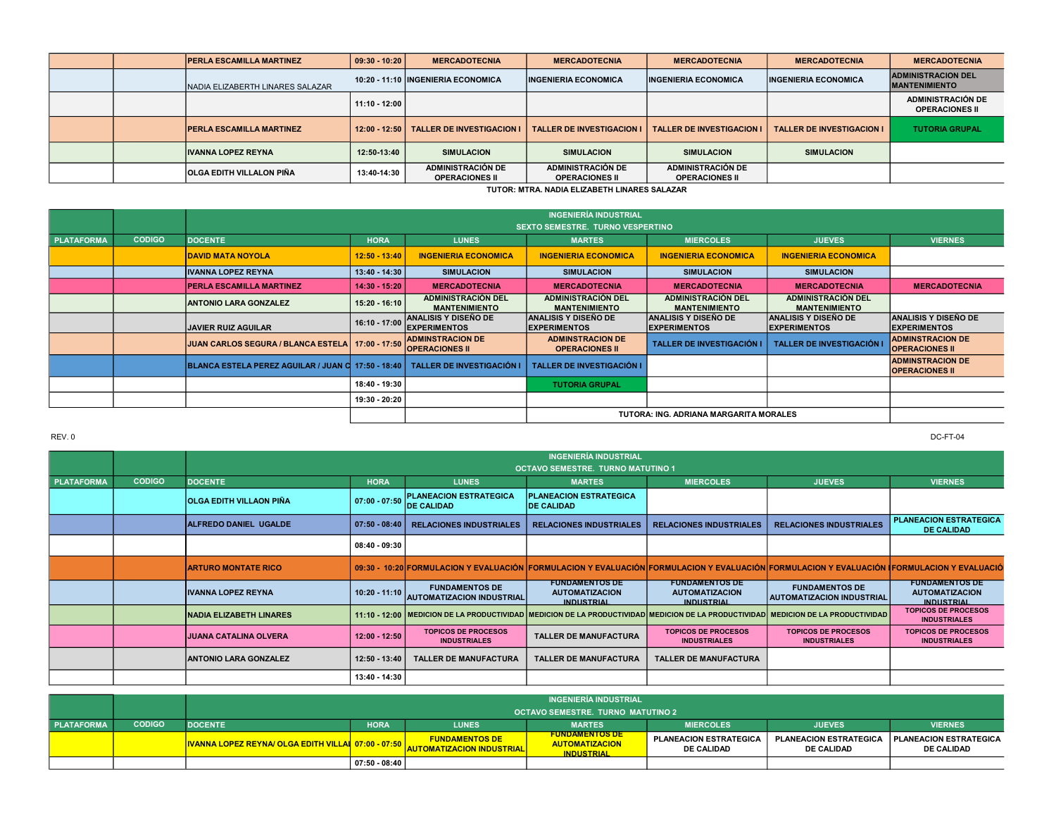| PLATAFORMA | CODIGO | DOCENTE | HORA | LUNES | MARTES | MIERCOLES | JUEVES | VIERNES |
|---|---|---|---|---|---|---|---|---|
| | | PERLA ESCAMILLA MARTINEZ | 09:30 - 10:20 | MERCADOTECNIA | MERCADOTECNIA | MERCADOTECNIA | MERCADOTECNIA | MERCADOTECNIA |
| | | NADIA ELIZABERTH LINARES SALAZAR | 10:20 - 11:10 | INGENIERIA ECONOMICA | INGENIERIA ECONOMICA | INGENIERIA ECONOMICA | INGENIERIA ECONOMICA | ADMINISTRACION DEL MANTENIMIENTO |
| | | | 11:10 - 12:00 | | | | | ADMINISTRACIÓN DE OPERACIONES II |
| | | PERLA ESCAMILLA MARTINEZ | 12:00 - 12:50 | TALLER DE INVESTIGACION I | TALLER DE INVESTIGACION I | TALLER DE INVESTIGACION I | TALLER DE INVESTIGACION I | TUTORIA GRUPAL |
| | | IVANNA LOPEZ REYNA | 12:50-13:40 | SIMULACION | SIMULACION | SIMULACION | SIMULACION | |
| | | OLGA EDITH VILLALON PIÑA | 13:40-14:30 | ADMINISTRACIÓN DE OPERACIONES II | ADMINISTRACIÓN DE OPERACIONES II | ADMINISTRACIÓN DE OPERACIONES II | | |

TUTOR: MTRA. NADIA ELIZABETH LINARES SALAZAR

## INGENIERÍA INDUSTRIAL
### SEXTO SEMESTRE. TURNO VESPERTINO

| PLATAFORMA | CODIGO | DOCENTE | HORA | LUNES | MARTES | MIERCOLES | JUEVES | VIERNES |
|---|---|---|---|---|---|---|---|---|
| | | DAVID MATA NOYOLA | 12:50 - 13:40 | INGENIERIA ECONOMICA | INGENIERIA ECONOMICA | INGENIERIA ECONOMICA | INGENIERIA ECONOMICA | |
| | | IVANNA LOPEZ REYNA | 13:40 - 14:30 | SIMULACION | SIMULACION | SIMULACION | SIMULACION | |
| | | PERLA ESCAMILLA MARTINEZ | 14:30 - 15:20 | MERCADOTECNIA | MERCADOTECNIA | MERCADOTECNIA | MERCADOTECNIA | MERCADOTECNIA |
| | | ANTONIO LARA GONZALEZ | 15:20 - 16:10 | ADMINISTRACIÓN DEL MANTENIMIENTO | ADMINISTRACIÓN DEL MANTENIMIENTO | ADMINISTRACIÓN DEL MANTENIMIENTO | ADMINISTRACIÓN DEL MANTENIMIENTO | |
| | | JAVIER RUIZ AGUILAR | 16:10 - 17:00 | ANALISIS Y DISEÑO DE EXPERIMENTOS | ANALISIS Y DISEÑO DE EXPERIMENTOS | ANALISIS Y DISEÑO DE EXPERIMENTOS | ANALISIS Y DISEÑO DE EXPERIMENTOS | ANALISIS Y DISEÑO DE EXPERIMENTOS |
| | | JUAN CARLOS SEGURA / BLANCA ESTELA | 17:00 - 17:50 | ADMINSTRACION DE OPERACIONES II | ADMINSTRACION DE OPERACIONES II | TALLER DE INVESTIGACIÓN I | TALLER DE INVESTIGACIÓN I | ADMINSTRACION DE OPERACIONES II |
| | | BLANCA ESTELA PEREZ AGUILAR / JUAN C | 17:50 - 18:40 | TALLER DE INVESTIGACIÓN I | TALLER DE INVESTIGACIÓN I | | | ADMINSTRACION DE OPERACIONES II |
| | | | 18:40 - 19:30 | | TUTORIA GRUPAL | | | |
| | | | 19:30 - 20:20 | | | | | |

TUTORA: ING. ADRIANA MARGARITA MORALES

REV. 0 DC-FT-04

## INGENIERÍA INDUSTRIAL
### OCTAVO SEMESTRE. TURNO MATUTINO 1

| PLATAFORMA | CODIGO | DOCENTE | HORA | LUNES | MARTES | MIERCOLES | JUEVES | VIERNES |
|---|---|---|---|---|---|---|---|---|
| | | OLGA EDITH VILLAON PIÑA | 07:00 - 07:50 | PLANEACION ESTRATEGICA DE CALIDAD | PLANEACION ESTRATEGICA DE CALIDAD | | | |
| | | ALFREDO DANIEL UGALDE | 07:50 - 08:40 | RELACIONES INDUSTRIALES | RELACIONES INDUSTRIALES | RELACIONES INDUSTRIALES | RELACIONES INDUSTRIALES | PLANEACION ESTRATEGICA DE CALIDAD |
| | | | 08:40 - 09:30 | | | | | |
| | | ARTURO MONTATE RICO | 09:30 - 10:20 | FORMULACION Y EVALUACIÓN | FORMULACION Y EVALUACIÓN | FORMULACION Y EVALUACIÓN | FORMULACION Y EVALUACIÓN | FORMULACION Y EVALUACIÓ |
| | | IVANNA LOPEZ REYNA | 10:20 - 11:10 | FUNDAMENTOS DE AUTOMATIZACION INDUSTRIAL | FUNDAMENTOS DE AUTOMATIZACION INDUSTRIAL | FUNDAMENTOS DE AUTOMATIZACION INDUSTRIAL | FUNDAMENTOS DE AUTOMATIZACION INDUSTRIAL | FUNDAMENTOS DE AUTOMATIZACION INDUSTRIAL |
| | | NADIA ELIZABETH LINARES | 11:10 - 12:00 | MEDICION DE LA PRODUCTIVIDAD | MEDICION DE LA PRODUCTIVIDAD | MEDICION DE LA PRODUCTIVIDAD | MEDICION DE LA PRODUCTIVIDAD | TOPICOS DE PROCESOS INDUSTRIALES |
| | | JUANA CATALINA OLVERA | 12:00 - 12:50 | TOPICOS DE PROCESOS INDUSTRIALES | TALLER DE MANUFACTURA | TOPICOS DE PROCESOS INDUSTRIALES | TOPICOS DE PROCESOS INDUSTRIALES | TOPICOS DE PROCESOS INDUSTRIALES |
| | | ANTONIO LARA GONZALEZ | 12:50 - 13:40 | TALLER DE MANUFACTURA | TALLER DE MANUFACTURA | TALLER DE MANUFACTURA | | |
| | | | 13:40 - 14:30 | | | | | |

## INGENIERÍA INDUSTRIAL
### OCTAVO SEMESTRE. TURNO MATUTINO 2

| PLATAFORMA | CODIGO | DOCENTE | HORA | LUNES | MARTES | MIERCOLES | JUEVES | VIERNES |
|---|---|---|---|---|---|---|---|---|
| | | IVANNA LOPEZ REYNA/ OLGA EDITH VILLAI | 07:00 - 07:50 | FUNDAMENTOS DE AUTOMATIZACION INDUSTRIAL | FUNDAMENTOS DE AUTOMATIZACION INDUSTRIAL | PLANEACION ESTRATEGICA DE CALIDAD | PLANEACION ESTRATEGICA DE CALIDAD | PLANEACION ESTRATEGICA DE CALIDAD |
| | | | 07:50 - 08:40 | | | | | |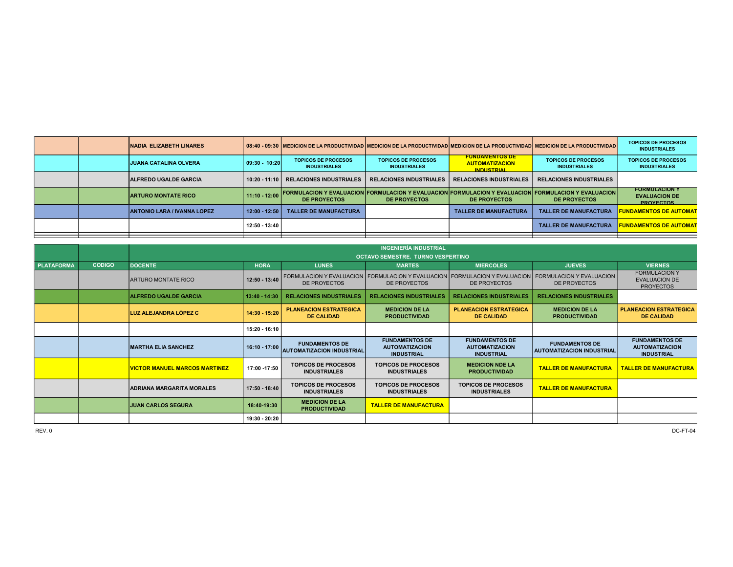| | | | | | | | | |
|---|---|---|---|---|---|---|---|---|
| | | NADIA ELIZABETH LINARES | 08:40 - 09:30 | MEDICION DE LA PRODUCTIVIDAD | MEDICION DE LA PRODUCTIVIDAD | MEDICION DE LA PRODUCTIVIDAD | MEDICION DE LA PRODUCTIVIDAD | TOPICOS DE PROCESOS INDUSTRIALES |
| | | JUANA CATALINA OLVERA | 09:30 - 10:20 | TOPICOS DE PROCESOS INDUSTRIALES | TOPICOS DE PROCESOS INDUSTRIALES | FUNDAMENTOS DE AUTOMATIZACION INDUSTRIAL | TOPICOS DE PROCESOS INDUSTRIALES | TOPICOS DE PROCESOS INDUSTRIALES |
| | | ALFREDO UGALDE GARCIA | 10:20 - 11:10 | RELACIONES INDUSTRIALES | RELACIONES INDUSTRIALES | RELACIONES INDUSTRIALES | RELACIONES INDUSTRIALES | |
| | | ARTURO MONTATE RICO | 11:10 - 12:00 | FORMULACION Y EVALUACION DE PROYECTOS | FORMULACION Y EVALUACION DE PROYECTOS | FORMULACION Y EVALUACION DE PROYECTOS | FORMULACION Y EVALUACION DE PROYECTOS | FORMULACION Y EVALUACION DE PROYECTOS |
| | | ANTONIO LARA / IVANNA LOPEZ | 12:00 - 12:50 | TALLER DE MANUFACTURA | | TALLER DE MANUFACTURA | TALLER DE MANUFACTURA | FUNDAMENTOS DE AUTOMAT |
| | | | 12:50 - 13:40 | | | | TALLER DE MANUFACTURA | FUNDAMENTOS DE AUTOMAT |

| | | INGENIERÍA INDUSTRIAL OCTAVO SEMESTRE. TURNO VESPERTINO | | | | | | |
|---|---|---|---|---|---|---|---|---|
| **PLATAFORMA** | **CODIGO** | **DOCENTE** | **HORA** | **LUNES** | **MARTES** | **MIERCOLES** | **JUEVES** | **VIERNES** |
| | | ARTURO MONTATE RICO | 12:50 - 13:40 | FORMULACION Y EVALUACION DE PROYECTOS | FORMULACION Y EVALUACION DE PROYECTOS | FORMULACION Y EVALUACION DE PROYECTOS | FORMULACION Y EVALUACION DE PROYECTOS | FORMULACION Y EVALUACION DE PROYECTOS |
| | | ALFREDO UGALDE GARCIA | 13:40 - 14:30 | RELACIONES INDUSTRIALES | RELACIONES INDUSTRIALES | RELACIONES INDUSTRIALES | RELACIONES INDUSTRIALES | |
| | | LUZ ALEJANDRA LÓPEZ C | 14:30 - 15:20 | PLANEACION ESTRATEGICA DE CALIDAD | MEDICION DE LA PRODUCTIVIDAD | PLANEACION ESTRATEGICA DE CALIDAD | MEDICION DE LA PRODUCTIVIDAD | PLANEACION ESTRATEGICA DE CALIDAD |
| | | | 15:20 - 16:10 | | | | | |
| | | MARTHA ELIA SANCHEZ | 16:10 - 17:00 | FUNDAMENTOS DE AUTOMATIZACION INDUSTRIAL | FUNDAMENTOS DE AUTOMATIZACION INDUSTRIAL | FUNDAMENTOS DE AUTOMATIZACION INDUSTRIAL | FUNDAMENTOS DE AUTOMATIZACION INDUSTRIAL | FUNDAMENTOS DE AUTOMATIZACION INDUSTRIAL |
| | | VICTOR MANUEL MARCOS MARTINEZ | 17:00 -17:50 | TOPICOS DE PROCESOS INDUSTRIALES | TOPICOS DE PROCESOS INDUSTRIALES | MEDICION NDE LA PRODUCTIVIDAD | TALLER DE MANUFACTURA | TALLER DE MANUFACTURA |
| | | ADRIANA MARGARITA MORALES | 17:50 - 18:40 | TOPICOS DE PROCESOS INDUSTRIALES | TOPICOS DE PROCESOS INDUSTRIALES | TOPICOS DE PROCESOS INDUSTRIALES | TALLER DE MANUFACTURA | |
| | | JUAN CARLOS SEGURA | 18:40-19:30 | MEDICION DE LA PRODUCTIVIDAD | TALLER DE MANUFACTURA | | | |
| | | | 19:30 - 20:20 | | | | | |

REV. 0

DC-FT-04